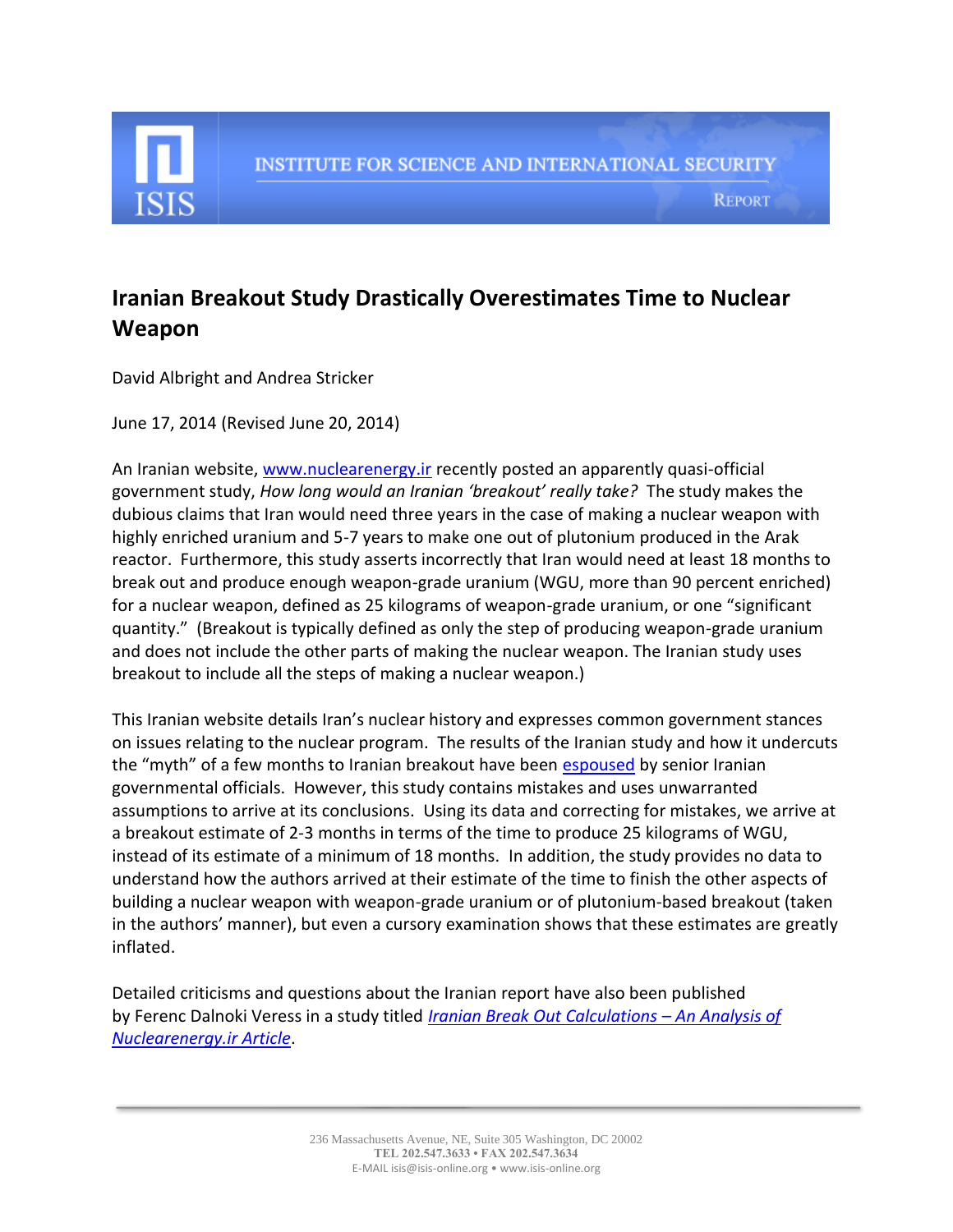INSTITUTE FOR SCIENCE AND INTERNATIONAL SECURITY

REPORT

# Iranian Breakout Study Drastically Overestimates Time to Nuclear Weapon

David Albright and Andrea Stricker

June 17, 2014 (Revised June 20, 2014)

An Iranian website, www.nuclearenergy.ir recently posted an apparently quasi-official government study, *How long would an Iranian 'breakout' really take?* The study makes the dubious claims that Iran would need three years in the case of making a nuclear weapon with highly enriched uranium and 5-7 years to make one out of plutonium produced in the Arak reactor. Furthermore, this study asserts incorrectly that Iran would need at least 18 months to break out and produce enough weapon-grade uranium (WGU, more than 90 percent enriched) for a nuclear weapon, defined as 25 kilograms of weapon-grade uranium, or one "significant quantity." (Breakout is typically defined as only the step of producing weapon-grade uranium and does not include the other parts of making the nuclear weapon. The Iranian study uses breakout to include all the steps of making a nuclear weapon.)

This Iranian website details Iran's nuclear history and expresses common government stances on issues relating to the nuclear program. The results of the Iranian study and how it undercuts the "myth" of a few months to Iranian breakout have been espoused by senior Iranian governmental officials. However, this study contains mistakes and uses unwarranted assumptions to arrive at its conclusions. Using its data and correcting for mistakes, we arrive at a breakout estimate of 2-3 months in terms of the time to produce 25 kilograms of WGU, instead of its estimate of a minimum of 18 months. In addition, the study provides no data to understand how the authors arrived at their estimate of the time to finish the other aspects of building a nuclear weapon with weapon-grade uranium or of plutonium-based breakout (taken in the authors' manner), but even a cursory examination shows that these estimates are greatly inflated.

Detailed criticisms and questions about the Iranian report have also been published by Ferenc Dalnoki Veress in a study titled *Iranian Break Out Calculations – An Analysis of Nuclearenergy.ir Article*.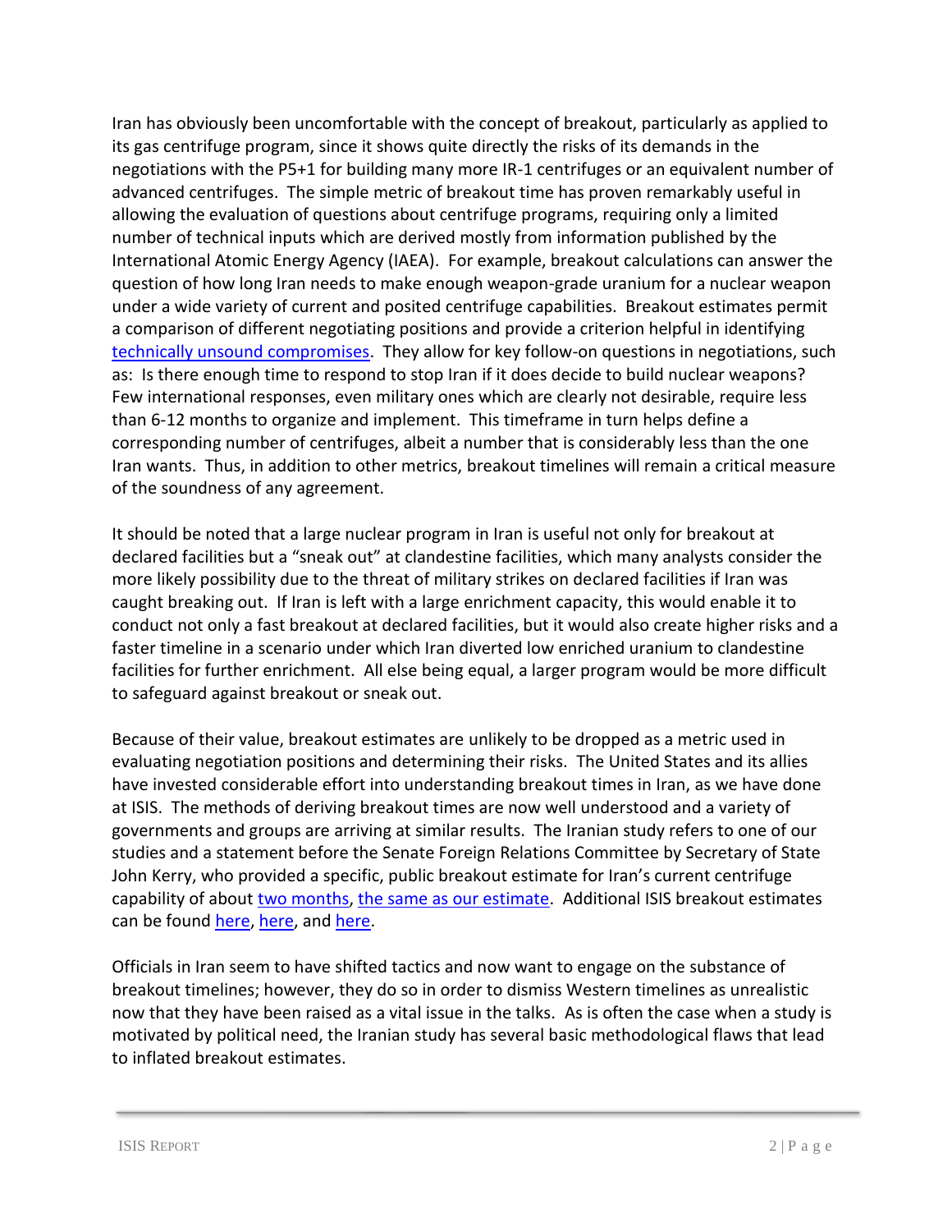Iran has obviously been uncomfortable with the concept of breakout, particularly as applied to its gas centrifuge program, since it shows quite directly the risks of its demands in the negotiations with the P5+1 for building many more IR-1 centrifuges or an equivalent number of advanced centrifuges. The simple metric of breakout time has proven remarkably useful in allowing the evaluation of questions about centrifuge programs, requiring only a limited number of technical inputs which are derived mostly from information published by the International Atomic Energy Agency (IAEA). For example, breakout calculations can answer the question of how long Iran needs to make enough weapon-grade uranium for a nuclear weapon under a wide variety of current and posited centrifuge capabilities. Breakout estimates permit a comparison of different negotiating positions and provide a criterion helpful in identifying technically unsound compromises. They allow for key follow-on questions in negotiations, such as: Is there enough time to respond to stop Iran if it does decide to build nuclear weapons? Few international responses, even military ones which are clearly not desirable, require less than 6-12 months to organize and implement. This timeframe in turn helps define a corresponding number of centrifuges, albeit a number that is considerably less than the one Iran wants. Thus, in addition to other metrics, breakout timelines will remain a critical measure of the soundness of any agreement.

It should be noted that a large nuclear program in Iran is useful not only for breakout at declared facilities but a "sneak out" at clandestine facilities, which many analysts consider the more likely possibility due to the threat of military strikes on declared facilities if Iran was caught breaking out. If Iran is left with a large enrichment capacity, this would enable it to conduct not only a fast breakout at declared facilities, but it would also create higher risks and a faster timeline in a scenario under which Iran diverted low enriched uranium to clandestine facilities for further enrichment. All else being equal, a larger program would be more difficult to safeguard against breakout or sneak out.

Because of their value, breakout estimates are unlikely to be dropped as a metric used in evaluating negotiation positions and determining their risks. The United States and its allies have invested considerable effort into understanding breakout times in Iran, as we have done at ISIS. The methods of deriving breakout times are now well understood and a variety of governments and groups are arriving at similar results. The Iranian study refers to one of our studies and a statement before the Senate Foreign Relations Committee by Secretary of State John Kerry, who provided a specific, public breakout estimate for Iran's current centrifuge capability of about two months, the same as our estimate. Additional ISIS breakout estimates can be found here, here, and here.

Officials in Iran seem to have shifted tactics and now want to engage on the substance of breakout timelines; however, they do so in order to dismiss Western timelines as unrealistic now that they have been raised as a vital issue in the talks. As is often the case when a study is motivated by political need, the Iranian study has several basic methodological flaws that lead to inflated breakout estimates.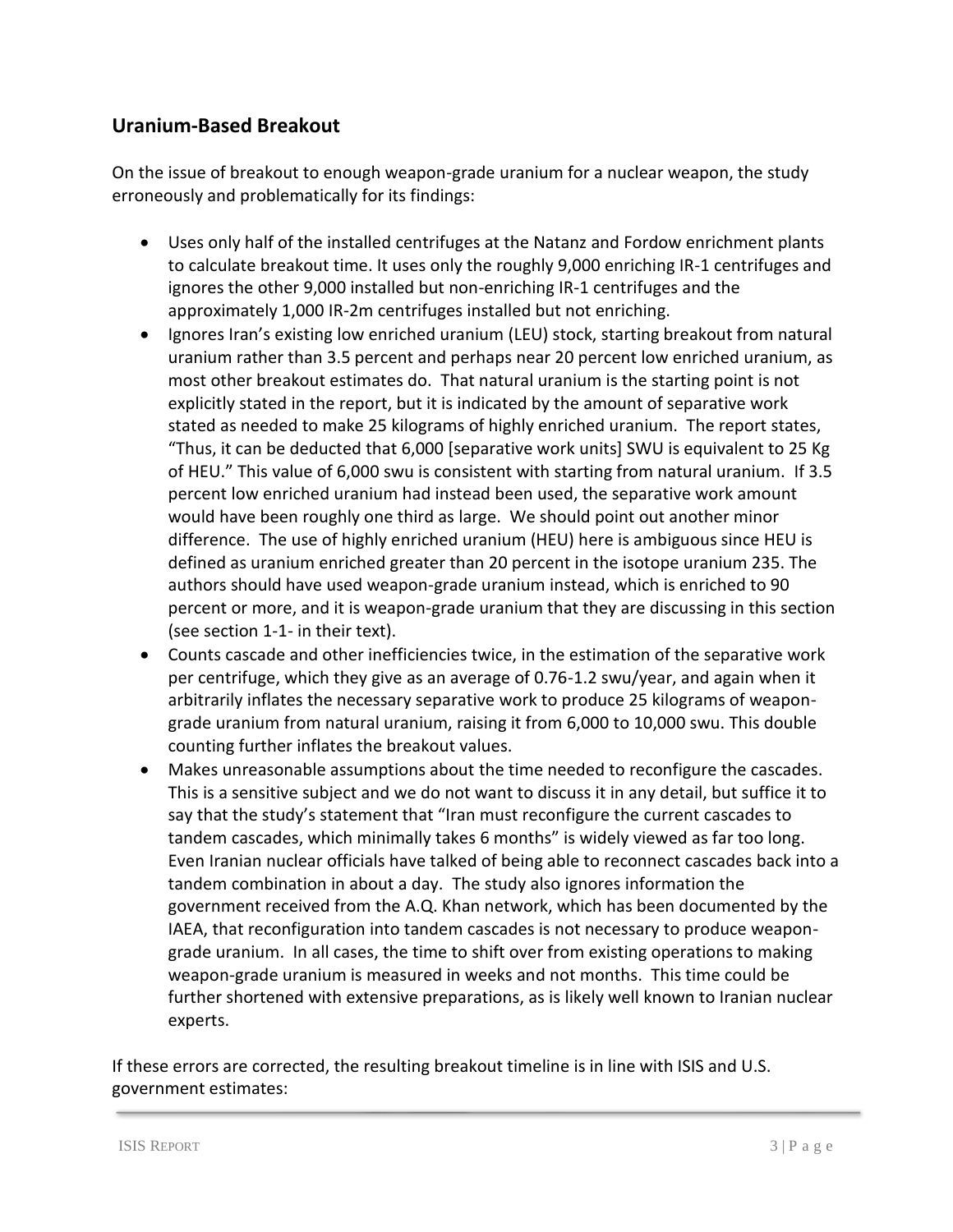## Uranium-Based Breakout

On the issue of breakout to enough weapon-grade uranium for a nuclear weapon, the study erroneously and problematically for its findings:

- Uses only half of the installed centrifuges at the Natanz and Fordow enrichment plants to calculate breakout time. It uses only the roughly 9,000 enriching IR-1 centrifuges and ignores the other 9,000 installed but non-enriching IR-1 centrifuges and the approximately 1,000 IR-2m centrifuges installed but not enriching.
- Ignores Iran's existing low enriched uranium (LEU) stock, starting breakout from natural uranium rather than 3.5 percent and perhaps near 20 percent low enriched uranium, as most other breakout estimates do. That natural uranium is the starting point is not explicitly stated in the report, but it is indicated by the amount of separative work stated as needed to make 25 kilograms of highly enriched uranium. The report states, "Thus, it can be deducted that 6,000 [separative work units] SWU is equivalent to 25 Kg of HEU." This value of 6,000 swu is consistent with starting from natural uranium. If 3.5 percent low enriched uranium had instead been used, the separative work amount would have been roughly one third as large. We should point out another minor difference. The use of highly enriched uranium (HEU) here is ambiguous since HEU is defined as uranium enriched greater than 20 percent in the isotope uranium 235. The authors should have used weapon-grade uranium instead, which is enriched to 90 percent or more, and it is weapon-grade uranium that they are discussing in this section (see section 1-1- in their text).
- Counts cascade and other inefficiencies twice, in the estimation of the separative work per centrifuge, which they give as an average of 0.76-1.2 swu/year, and again when it arbitrarily inflates the necessary separative work to produce 25 kilograms of weapon-grade uranium from natural uranium, raising it from 6,000 to 10,000 swu. This double counting further inflates the breakout values.
- Makes unreasonable assumptions about the time needed to reconfigure the cascades. This is a sensitive subject and we do not want to discuss it in any detail, but suffice it to say that the study's statement that "Iran must reconfigure the current cascades to tandem cascades, which minimally takes 6 months" is widely viewed as far too long. Even Iranian nuclear officials have talked of being able to reconnect cascades back into a tandem combination in about a day. The study also ignores information the government received from the A.Q. Khan network, which has been documented by the IAEA, that reconfiguration into tandem cascades is not necessary to produce weapon-grade uranium. In all cases, the time to shift over from existing operations to making weapon-grade uranium is measured in weeks and not months. This time could be further shortened with extensive preparations, as is likely well known to Iranian nuclear experts.

If these errors are corrected, the resulting breakout timeline is in line with ISIS and U.S. government estimates: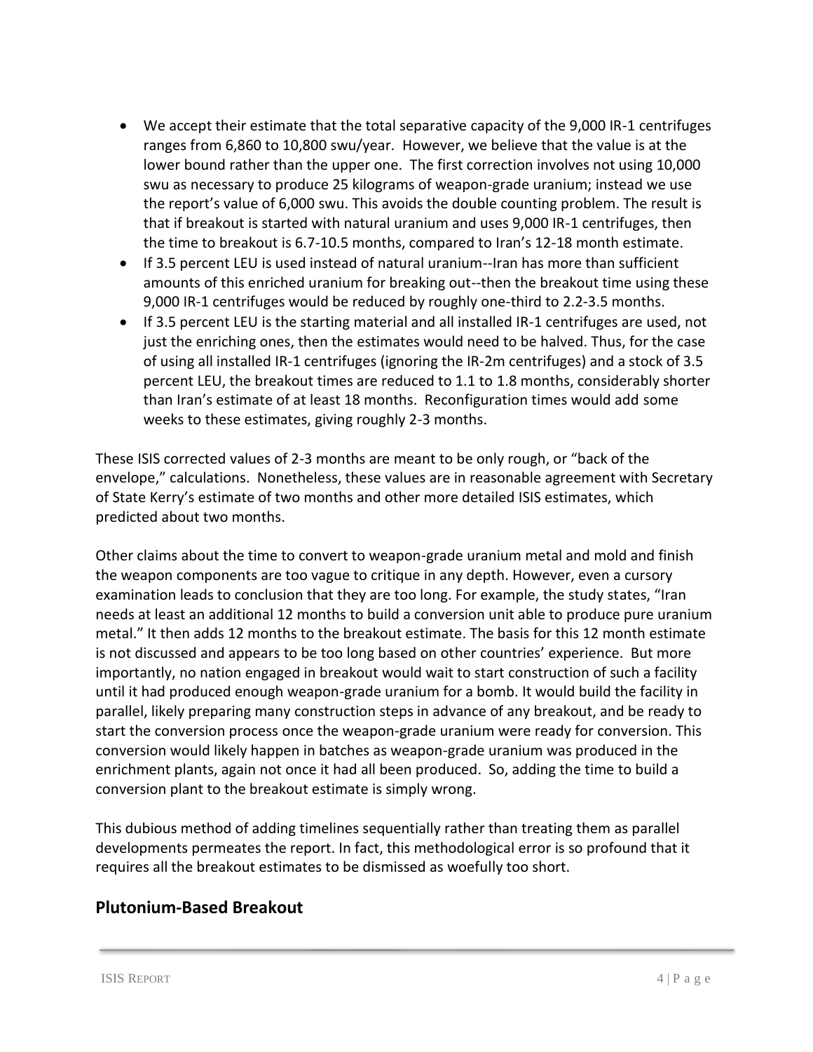- We accept their estimate that the total separative capacity of the 9,000 IR-1 centrifuges ranges from 6,860 to 10,800 swu/year. However, we believe that the value is at the lower bound rather than the upper one. The first correction involves not using 10,000 swu as necessary to produce 25 kilograms of weapon-grade uranium; instead we use the report's value of 6,000 swu. This avoids the double counting problem. The result is that if breakout is started with natural uranium and uses 9,000 IR-1 centrifuges, then the time to breakout is 6.7-10.5 months, compared to Iran's 12-18 month estimate.
- If 3.5 percent LEU is used instead of natural uranium--Iran has more than sufficient amounts of this enriched uranium for breaking out--then the breakout time using these 9,000 IR-1 centrifuges would be reduced by roughly one-third to 2.2-3.5 months.
- If 3.5 percent LEU is the starting material and all installed IR-1 centrifuges are used, not just the enriching ones, then the estimates would need to be halved. Thus, for the case of using all installed IR-1 centrifuges (ignoring the IR-2m centrifuges) and a stock of 3.5 percent LEU, the breakout times are reduced to 1.1 to 1.8 months, considerably shorter than Iran's estimate of at least 18 months. Reconfiguration times would add some weeks to these estimates, giving roughly 2-3 months.

These ISIS corrected values of 2-3 months are meant to be only rough, or "back of the envelope," calculations. Nonetheless, these values are in reasonable agreement with Secretary of State Kerry's estimate of two months and other more detailed ISIS estimates, which predicted about two months.

Other claims about the time to convert to weapon-grade uranium metal and mold and finish the weapon components are too vague to critique in any depth. However, even a cursory examination leads to conclusion that they are too long. For example, the study states, "Iran needs at least an additional 12 months to build a conversion unit able to produce pure uranium metal." It then adds 12 months to the breakout estimate. The basis for this 12 month estimate is not discussed and appears to be too long based on other countries' experience. But more importantly, no nation engaged in breakout would wait to start construction of such a facility until it had produced enough weapon-grade uranium for a bomb. It would build the facility in parallel, likely preparing many construction steps in advance of any breakout, and be ready to start the conversion process once the weapon-grade uranium were ready for conversion. This conversion would likely happen in batches as weapon-grade uranium was produced in the enrichment plants, again not once it had all been produced. So, adding the time to build a conversion plant to the breakout estimate is simply wrong.

This dubious method of adding timelines sequentially rather than treating them as parallel developments permeates the report. In fact, this methodological error is so profound that it requires all the breakout estimates to be dismissed as woefully too short.

## Plutonium-Based Breakout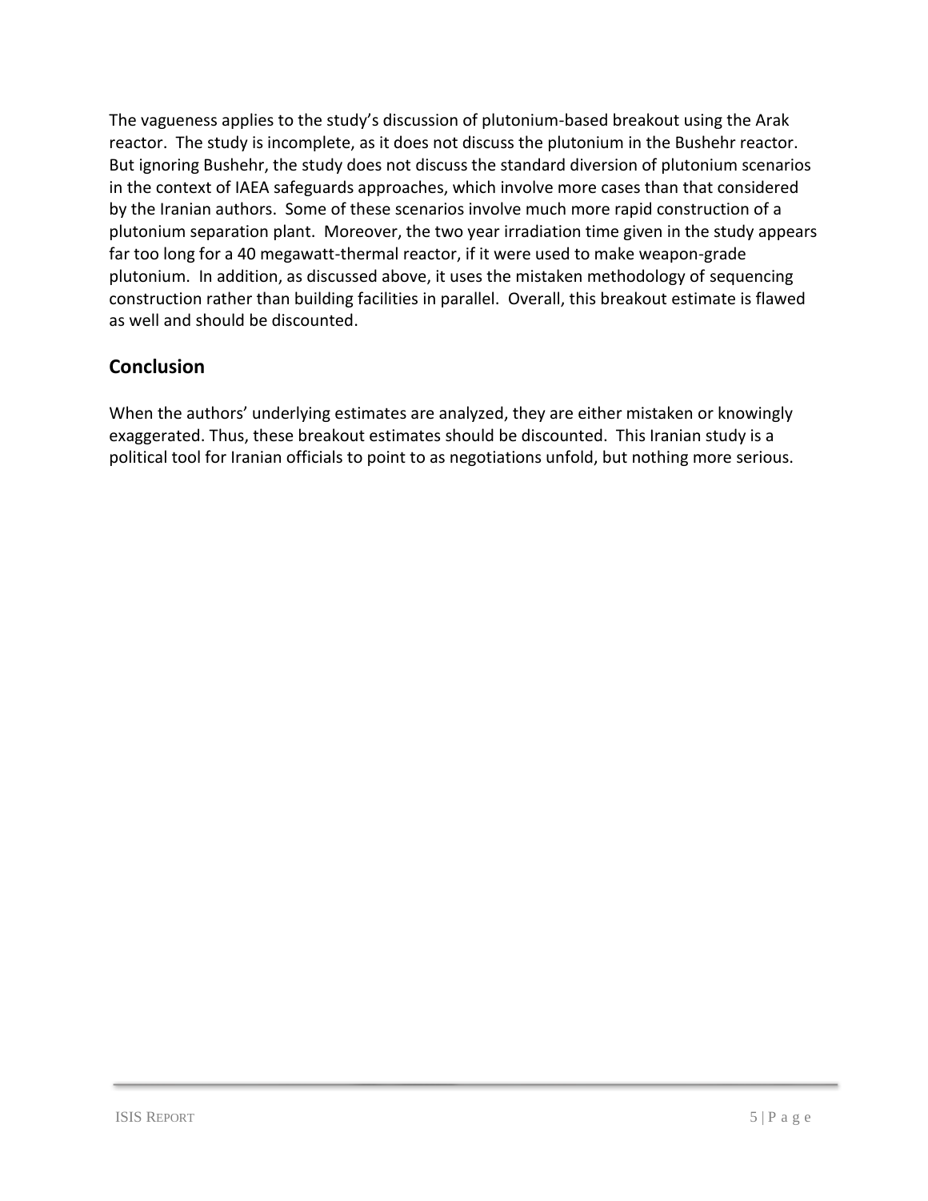The vagueness applies to the study's discussion of plutonium-based breakout using the Arak reactor. The study is incomplete, as it does not discuss the plutonium in the Bushehr reactor. But ignoring Bushehr, the study does not discuss the standard diversion of plutonium scenarios in the context of IAEA safeguards approaches, which involve more cases than that considered by the Iranian authors. Some of these scenarios involve much more rapid construction of a plutonium separation plant. Moreover, the two year irradiation time given in the study appears far too long for a 40 megawatt-thermal reactor, if it were used to make weapon-grade plutonium. In addition, as discussed above, it uses the mistaken methodology of sequencing construction rather than building facilities in parallel. Overall, this breakout estimate is flawed as well and should be discounted.

## Conclusion

When the authors' underlying estimates are analyzed, they are either mistaken or knowingly exaggerated. Thus, these breakout estimates should be discounted. This Iranian study is a political tool for Iranian officials to point to as negotiations unfold, but nothing more serious.